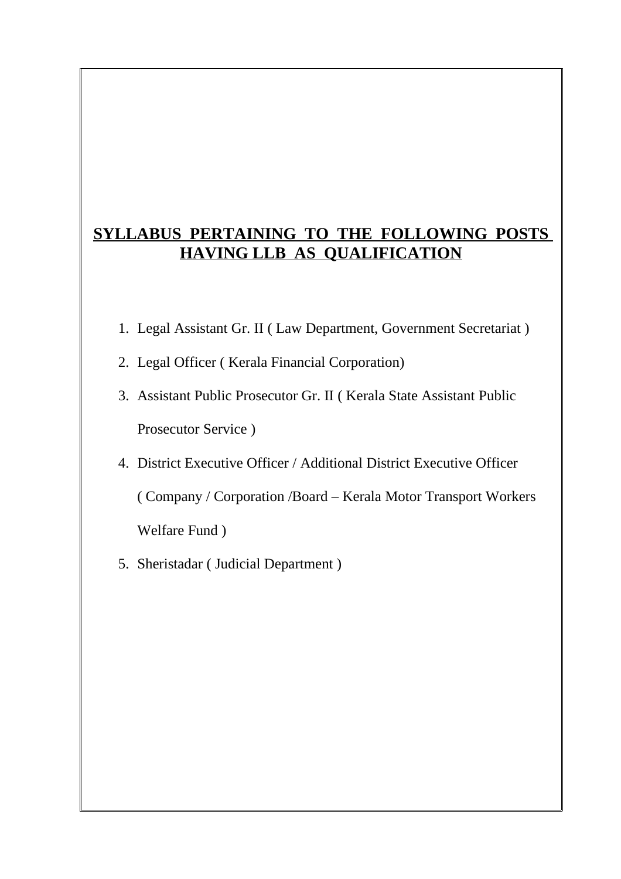# SYLLABUS PERTAINING TO THE FOLLOWING POSTS HAVING LLB AS QUALIFICATION

1. Legal Assistant Gr. II ( Law Department, Government Secretariat )
2. Legal Officer ( Kerala Financial Corporation)
3. Assistant Public Prosecutor Gr. II ( Kerala State Assistant Public Prosecutor Service )
4. District Executive Officer / Additional District Executive Officer ( Company / Corporation /Board – Kerala Motor Transport Workers Welfare Fund )
5. Sheristadar ( Judicial Department )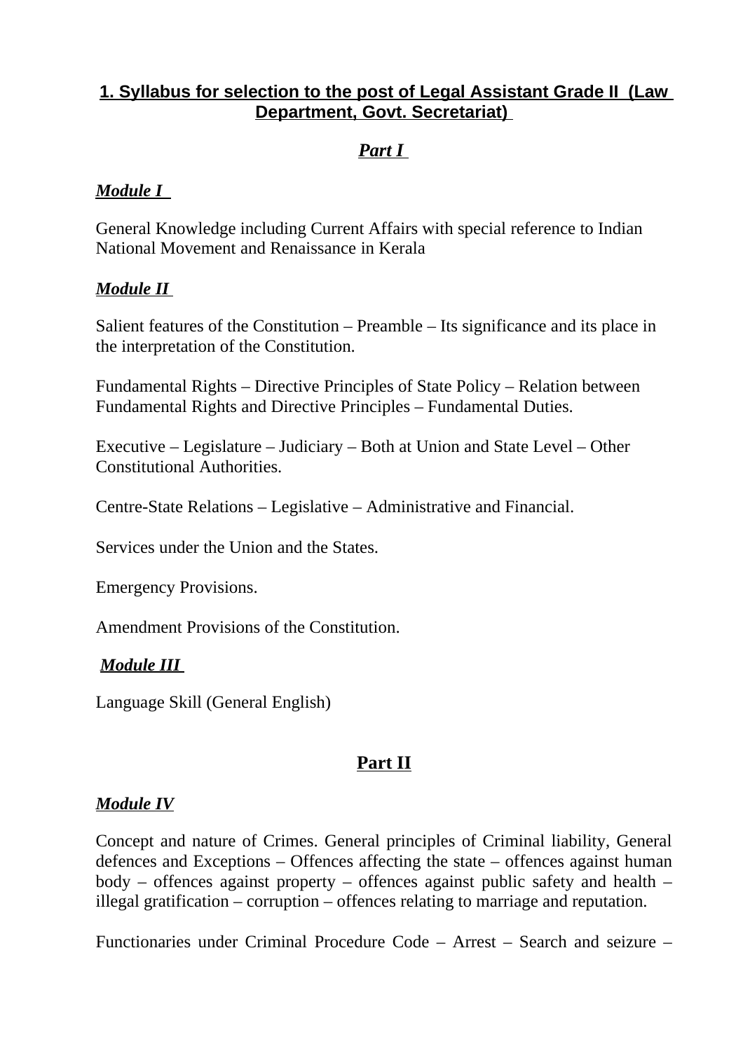## 1. Syllabus for selection to the post of Legal Assistant Grade II (Law Department, Govt. Secretariat)

### *Part I*

***Module I***

General Knowledge including Current Affairs with special reference to Indian National Movement and Renaissance in Kerala

***Module II***

Salient features of the Constitution – Preamble – Its significance and its place in the interpretation of the Constitution.

Fundamental Rights – Directive Principles of State Policy – Relation between Fundamental Rights and Directive Principles – Fundamental Duties.

Executive – Legislature – Judiciary – Both at Union and State Level – Other Constitutional Authorities.

Centre-State Relations – Legislative – Administrative and Financial.

Services under the Union and the States.

Emergency Provisions.

Amendment Provisions of the Constitution.

***Module III***

Language Skill (General English)

### Part II

***Module IV***

Concept and nature of Crimes. General principles of Criminal liability, General defences and Exceptions – Offences affecting the state – offences against human body – offences against property – offences against public safety and health – illegal gratification – corruption – offences relating to marriage and reputation.

Functionaries under Criminal Procedure Code – Arrest – Search and seizure –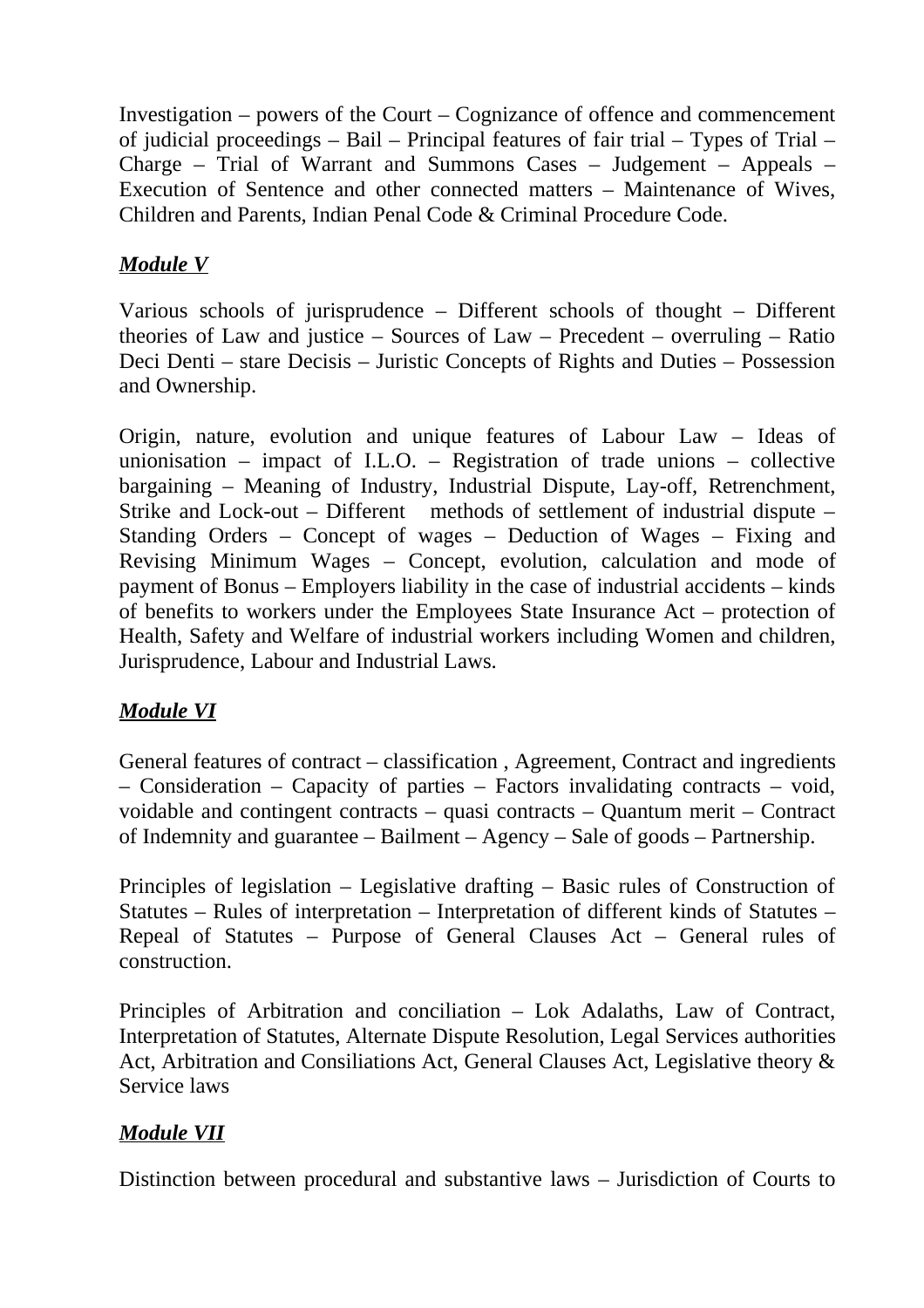Investigation – powers of the Court – Cognizance of offence and commencement of judicial proceedings – Bail – Principal features of fair trial – Types of Trial – Charge – Trial of Warrant and Summons Cases – Judgement – Appeals – Execution of Sentence and other connected matters – Maintenance of Wives, Children and Parents, Indian Penal Code & Criminal Procedure Code.

***Module V***

Various schools of jurisprudence – Different schools of thought – Different theories of Law and justice – Sources of Law – Precedent – overruling – Ratio Deci Denti – stare Decisis – Juristic Concepts of Rights and Duties – Possession and Ownership.

Origin, nature, evolution and unique features of Labour Law – Ideas of unionisation – impact of I.L.O. – Registration of trade unions – collective bargaining – Meaning of Industry, Industrial Dispute, Lay-off, Retrenchment, Strike and Lock-out – Different methods of settlement of industrial dispute – Standing Orders – Concept of wages – Deduction of Wages – Fixing and Revising Minimum Wages – Concept, evolution, calculation and mode of payment of Bonus – Employers liability in the case of industrial accidents – kinds of benefits to workers under the Employees State Insurance Act – protection of Health, Safety and Welfare of industrial workers including Women and children, Jurisprudence, Labour and Industrial Laws.

***Module VI***

General features of contract – classification , Agreement, Contract and ingredients – Consideration – Capacity of parties – Factors invalidating contracts – void, voidable and contingent contracts – quasi contracts – Quantum merit – Contract of Indemnity and guarantee – Bailment – Agency – Sale of goods – Partnership.

Principles of legislation – Legislative drafting – Basic rules of Construction of Statutes – Rules of interpretation – Interpretation of different kinds of Statutes – Repeal of Statutes – Purpose of General Clauses Act – General rules of construction.

Principles of Arbitration and conciliation – Lok Adalaths, Law of Contract, Interpretation of Statutes, Alternate Dispute Resolution, Legal Services authorities Act, Arbitration and Consiliations Act, General Clauses Act, Legislative theory & Service laws

***Module VII***

Distinction between procedural and substantive laws – Jurisdiction of Courts to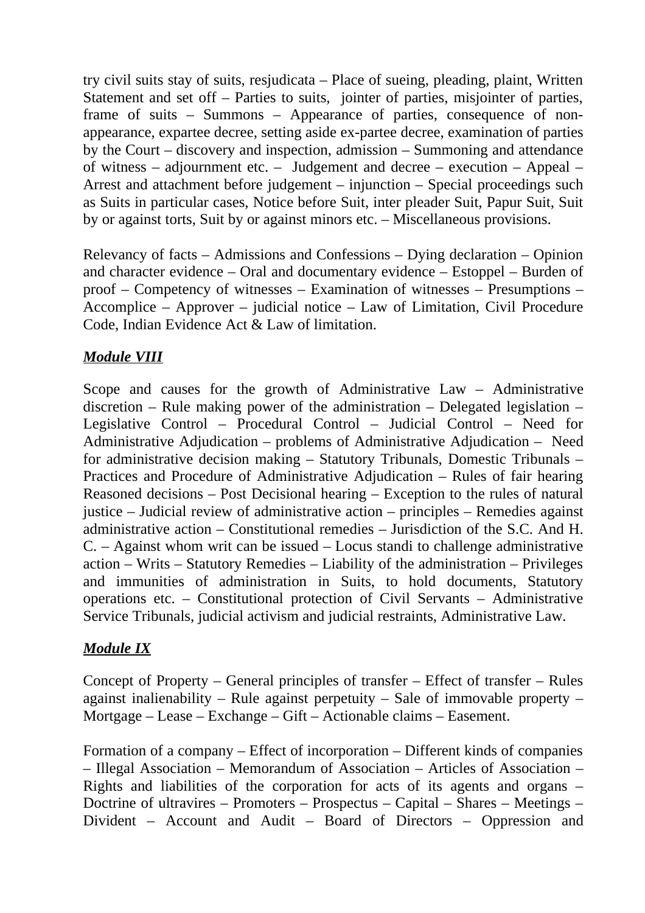try civil suits stay of suits, resjudicata – Place of sueing, pleading, plaint, Written Statement and set off – Parties to suits, jointer of parties, misjointer of parties, frame of suits – Summons – Appearance of parties, consequence of non-appearance, expartee decree, setting aside ex-partee decree, examination of parties by the Court – discovery and inspection, admission – Summoning and attendance of witness – adjournment etc. – Judgement and decree – execution – Appeal – Arrest and attachment before judgement – injunction – Special proceedings such as Suits in particular cases, Notice before Suit, inter pleader Suit, Papur Suit, Suit by or against torts, Suit by or against minors etc. – Miscellaneous provisions.

Relevancy of facts – Admissions and Confessions – Dying declaration – Opinion and character evidence – Oral and documentary evidence – Estoppel – Burden of proof – Competency of witnesses – Examination of witnesses – Presumptions – Accomplice – Approver – judicial notice – Law of Limitation, Civil Procedure Code, Indian Evidence Act & Law of limitation.

## ***Module VIII***

Scope and causes for the growth of Administrative Law – Administrative discretion – Rule making power of the administration – Delegated legislation – Legislative Control – Procedural Control – Judicial Control – Need for Administrative Adjudication – problems of Administrative Adjudication – Need for administrative decision making – Statutory Tribunals, Domestic Tribunals – Practices and Procedure of Administrative Adjudication – Rules of fair hearing Reasoned decisions – Post Decisional hearing – Exception to the rules of natural justice – Judicial review of administrative action – principles – Remedies against administrative action – Constitutional remedies – Jurisdiction of the S.C. And H. C. – Against whom writ can be issued – Locus standi to challenge administrative action – Writs – Statutory Remedies – Liability of the administration – Privileges and immunities of administration in Suits, to hold documents, Statutory operations etc. – Constitutional protection of Civil Servants – Administrative Service Tribunals, judicial activism and judicial restraints, Administrative Law.

## ***Module IX***

Concept of Property – General principles of transfer – Effect of transfer – Rules against inalienability – Rule against perpetuity – Sale of immovable property – Mortgage – Lease – Exchange – Gift – Actionable claims – Easement.

Formation of a company – Effect of incorporation – Different kinds of companies – Illegal Association – Memorandum of Association – Articles of Association – Rights and liabilities of the corporation for acts of its agents and organs – Doctrine of ultravires – Promoters – Prospectus – Capital – Shares – Meetings – Divident – Account and Audit – Board of Directors – Oppression and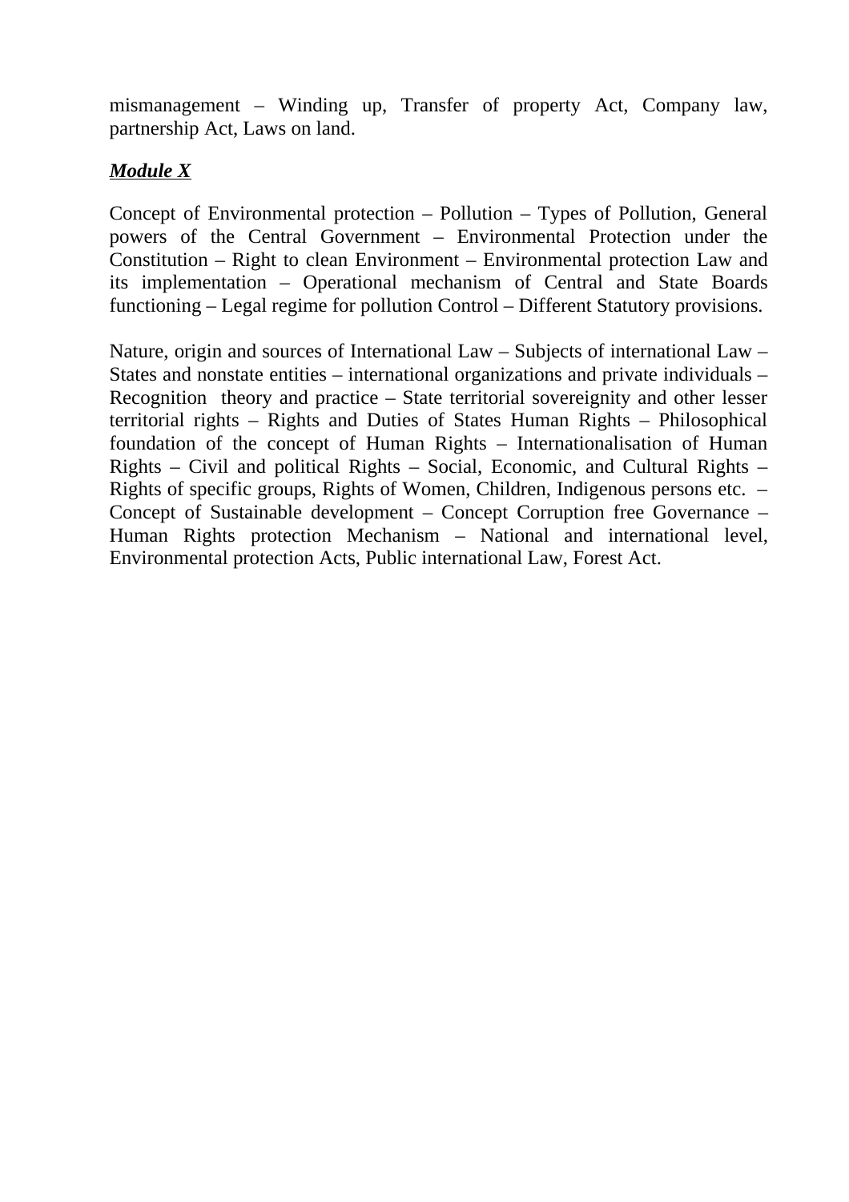mismanagement – Winding up, Transfer of property Act, Company law, partnership Act, Laws on land.

***Module X***

Concept of Environmental protection – Pollution – Types of Pollution, General powers of the Central Government – Environmental Protection under the Constitution – Right to clean Environment – Environmental protection Law and its implementation – Operational mechanism of Central and State Boards functioning – Legal regime for pollution Control – Different Statutory provisions.

Nature, origin and sources of International Law – Subjects of international Law – States and nonstate entities – international organizations and private individuals – Recognition theory and practice – State territorial sovereignity and other lesser territorial rights – Rights and Duties of States Human Rights – Philosophical foundation of the concept of Human Rights – Internationalisation of Human Rights – Civil and political Rights – Social, Economic, and Cultural Rights – Rights of specific groups, Rights of Women, Children, Indigenous persons etc. – Concept of Sustainable development – Concept Corruption free Governance – Human Rights protection Mechanism – National and international level, Environmental protection Acts, Public international Law, Forest Act.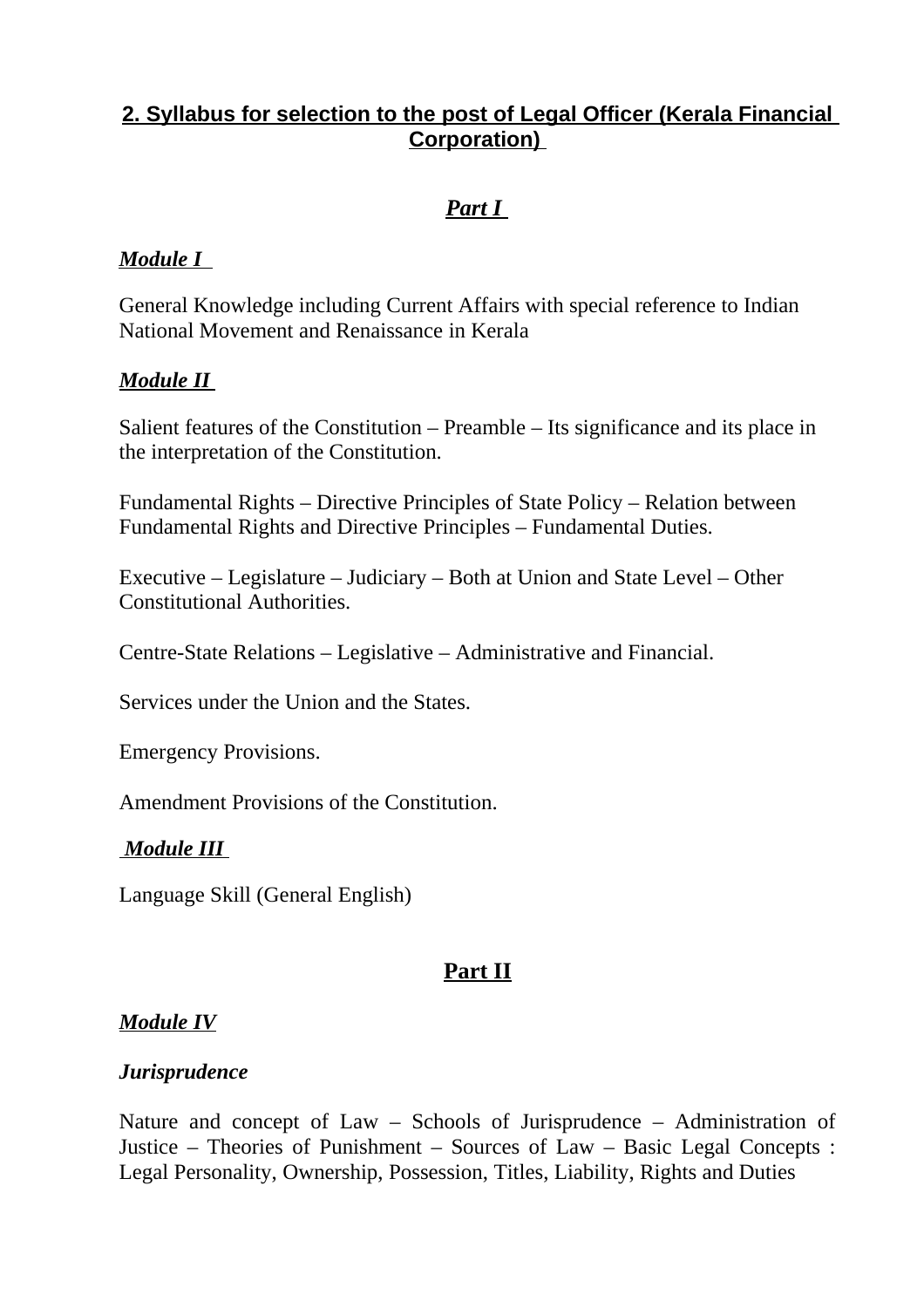## 2. Syllabus for selection to the post of Legal Officer (Kerala Financial Corporation)

### *Part I*

***Module I***

General Knowledge including Current Affairs with special reference to Indian National Movement and Renaissance in Kerala

***Module II***

Salient features of the Constitution – Preamble – Its significance and its place in the interpretation of the Constitution.

Fundamental Rights – Directive Principles of State Policy – Relation between Fundamental Rights and Directive Principles – Fundamental Duties.

Executive – Legislature – Judiciary – Both at Union and State Level – Other Constitutional Authorities.

Centre-State Relations – Legislative – Administrative and Financial.

Services under the Union and the States.

Emergency Provisions.

Amendment Provisions of the Constitution.

***Module III***

Language Skill (General English)

### Part II

***Module IV***

***Jurisprudence***

Nature and concept of Law – Schools of Jurisprudence – Administration of Justice – Theories of Punishment – Sources of Law – Basic Legal Concepts : Legal Personality, Ownership, Possession, Titles, Liability, Rights and Duties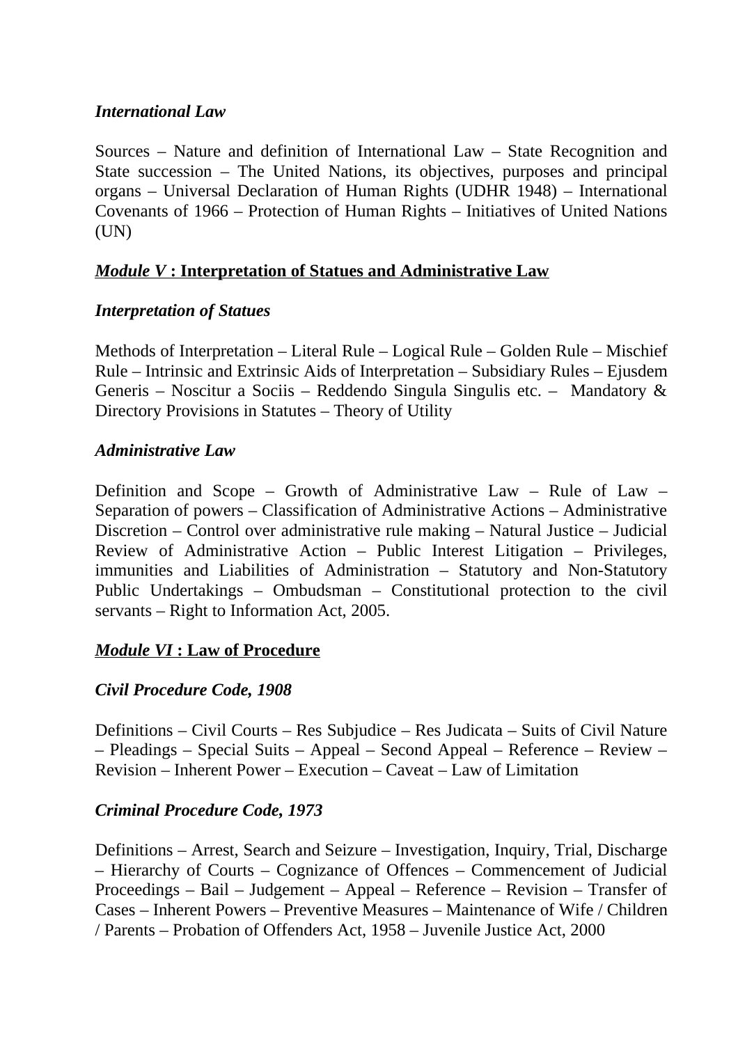*International Law*

Sources – Nature and definition of International Law – State Recognition and State succession – The United Nations, its objectives, purposes and principal organs – Universal Declaration of Human Rights (UDHR 1948) – International Covenants of 1966 – Protection of Human Rights – Initiatives of United Nations (UN)

## ***Module V* : Interpretation of Statues and Administrative Law**

*Interpretation of Statues*

Methods of Interpretation – Literal Rule – Logical Rule – Golden Rule – Mischief Rule – Intrinsic and Extrinsic Aids of Interpretation – Subsidiary Rules – Ejusdem Generis – Noscitur a Sociis – Reddendo Singula Singulis etc. – Mandatory & Directory Provisions in Statutes – Theory of Utility

*Administrative Law*

Definition and Scope – Growth of Administrative Law – Rule of Law – Separation of powers – Classification of Administrative Actions – Administrative Discretion – Control over administrative rule making – Natural Justice – Judicial Review of Administrative Action – Public Interest Litigation – Privileges, immunities and Liabilities of Administration – Statutory and Non-Statutory Public Undertakings – Ombudsman – Constitutional protection to the civil servants – Right to Information Act, 2005.

## ***Module VI* : Law of Procedure**

*Civil Procedure Code, 1908*

Definitions – Civil Courts – Res Subjudice – Res Judicata – Suits of Civil Nature – Pleadings – Special Suits – Appeal – Second Appeal – Reference – Review – Revision – Inherent Power – Execution – Caveat – Law of Limitation

*Criminal Procedure Code, 1973*

Definitions – Arrest, Search and Seizure – Investigation, Inquiry, Trial, Discharge – Hierarchy of Courts – Cognizance of Offences – Commencement of Judicial Proceedings – Bail – Judgement – Appeal – Reference – Revision – Transfer of Cases – Inherent Powers – Preventive Measures – Maintenance of Wife / Children / Parents – Probation of Offenders Act, 1958 – Juvenile Justice Act, 2000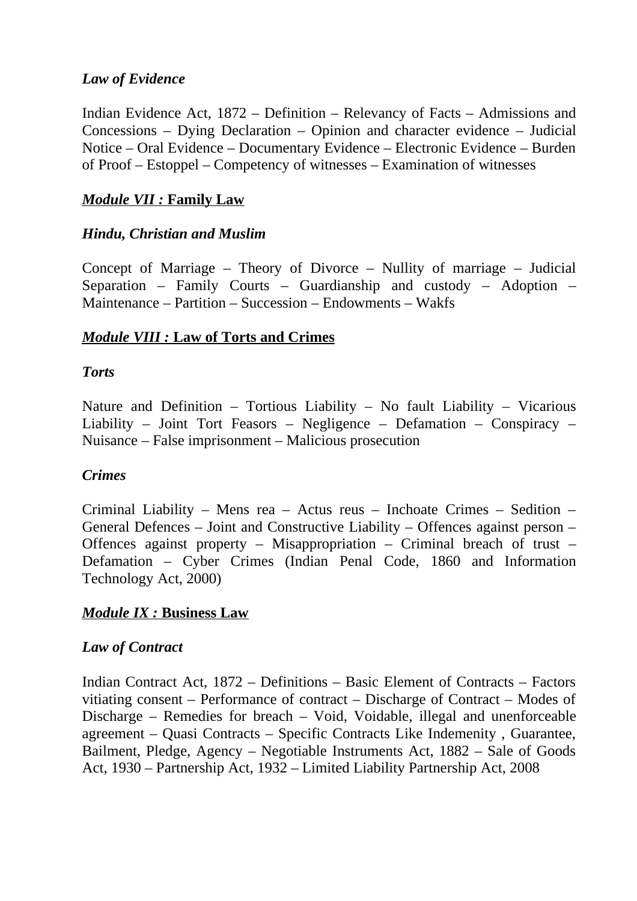***Law of Evidence***

Indian Evidence Act, 1872 – Definition – Relevancy of Facts – Admissions and Concessions – Dying Declaration – Opinion and character evidence – Judicial Notice – Oral Evidence – Documentary Evidence – Electronic Evidence – Burden of Proof – Estoppel – Competency of witnesses – Examination of witnesses

## ***<u>Module VII :</u>*** **<u>Family Law</u>**

***Hindu, Christian and Muslim***

Concept of Marriage – Theory of Divorce – Nullity of marriage – Judicial Separation – Family Courts – Guardianship and custody – Adoption – Maintenance – Partition – Succession – Endowments – Wakfs

## ***<u>Module VIII :</u>*** **<u>Law of Torts and Crimes</u>**

***Torts***

Nature and Definition – Tortious Liability – No fault Liability – Vicarious Liability – Joint Tort Feasors – Negligence – Defamation – Conspiracy – Nuisance – False imprisonment – Malicious prosecution

***Crimes***

Criminal Liability – Mens rea – Actus reus – Inchoate Crimes – Sedition – General Defences – Joint and Constructive Liability – Offences against person – Offences against property – Misappropriation – Criminal breach of trust – Defamation – Cyber Crimes (Indian Penal Code, 1860 and Information Technology Act, 2000)

## ***<u>Module IX :</u>*** **<u>Business Law</u>**

***Law of Contract***

Indian Contract Act, 1872 – Definitions – Basic Element of Contracts – Factors vitiating consent – Performance of contract – Discharge of Contract – Modes of Discharge – Remedies for breach – Void, Voidable, illegal and unenforceable agreement – Quasi Contracts – Specific Contracts Like Indemenity , Guarantee, Bailment, Pledge, Agency – Negotiable Instruments Act, 1882 – Sale of Goods Act, 1930 – Partnership Act, 1932 – Limited Liability Partnership Act, 2008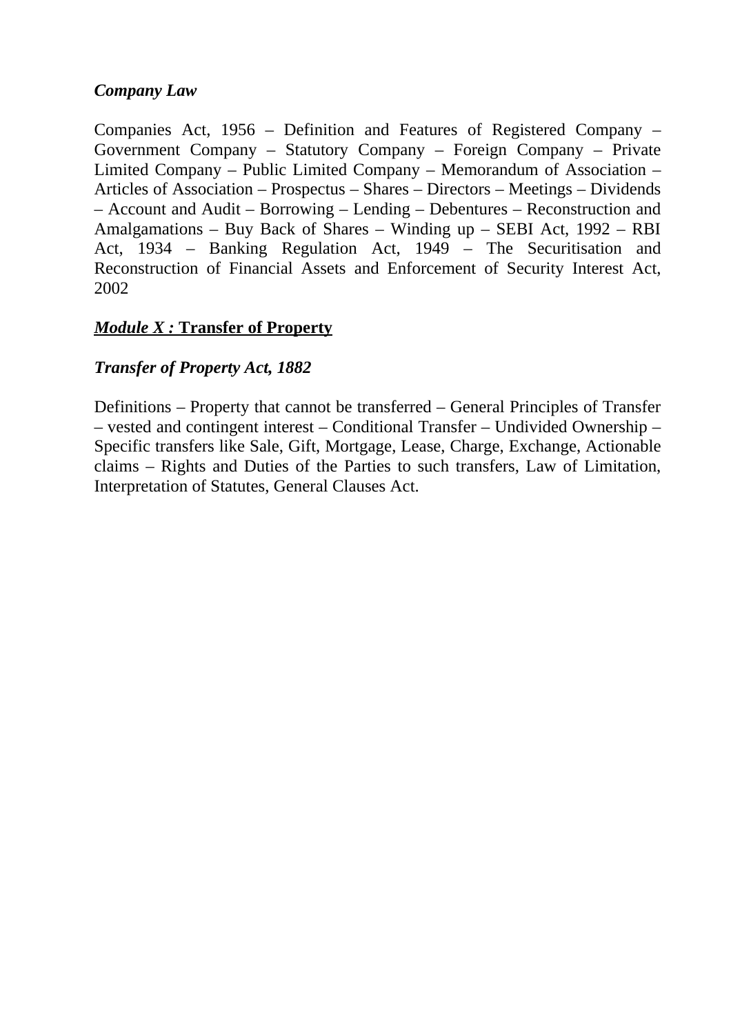***Company Law***

Companies Act, 1956 – Definition and Features of Registered Company – Government Company – Statutory Company – Foreign Company – Private Limited Company – Public Limited Company – Memorandum of Association – Articles of Association – Prospectus – Shares – Directors – Meetings – Dividends – Account and Audit – Borrowing – Lending – Debentures – Reconstruction and Amalgamations – Buy Back of Shares – Winding up – SEBI Act, 1992 – RBI Act, 1934 – Banking Regulation Act, 1949 – The Securitisation and Reconstruction of Financial Assets and Enforcement of Security Interest Act, 2002

## <u>***Module X :*** **Transfer of Property**</u>

***Transfer of Property Act, 1882***

Definitions – Property that cannot be transferred – General Principles of Transfer – vested and contingent interest – Conditional Transfer – Undivided Ownership – Specific transfers like Sale, Gift, Mortgage, Lease, Charge, Exchange, Actionable claims – Rights and Duties of the Parties to such transfers, Law of Limitation, Interpretation of Statutes, General Clauses Act.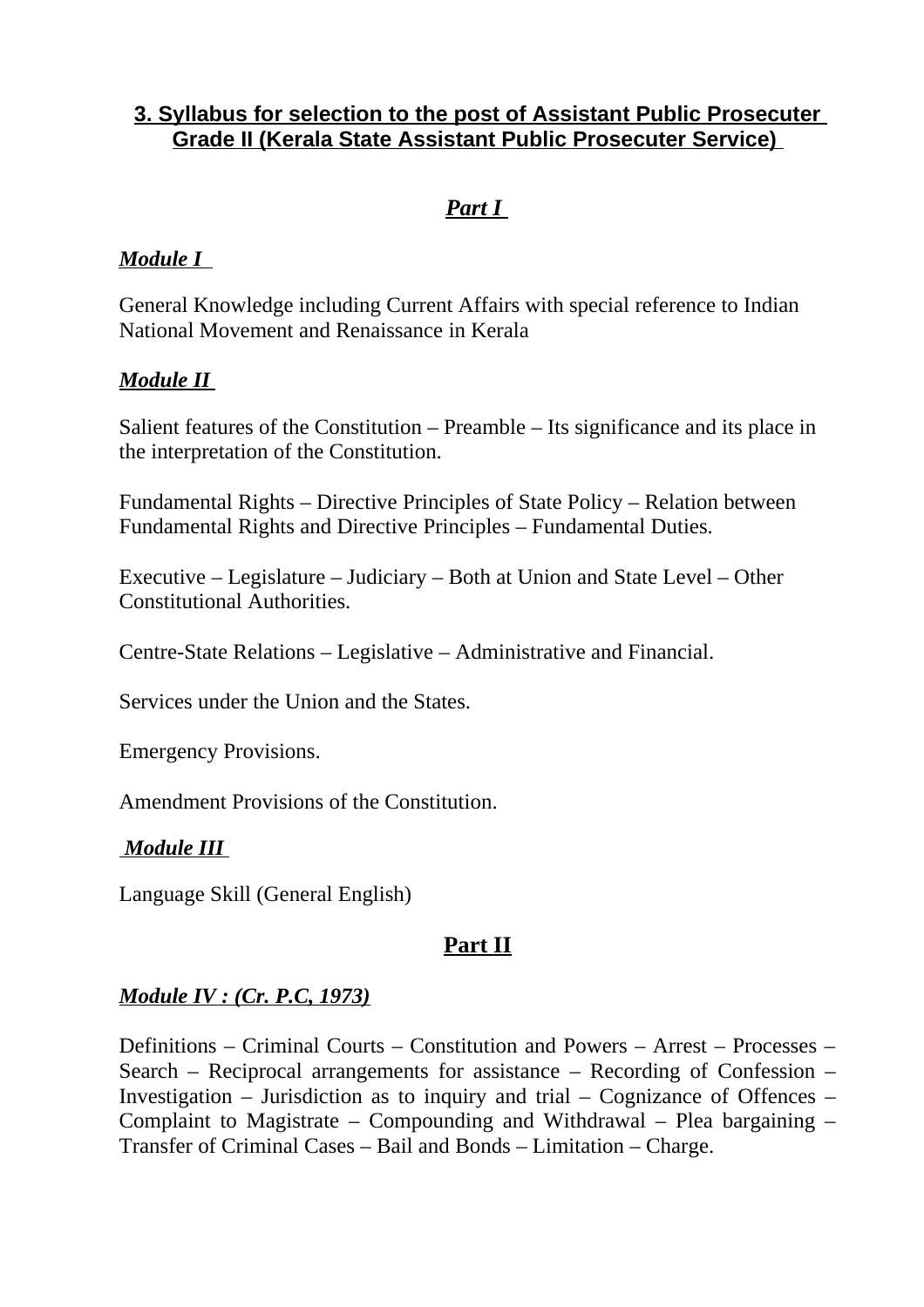## 3. Syllabus for selection to the post of Assistant Public Prosecuter Grade II (Kerala State Assistant Public Prosecuter Service)

### *Part I*

#### *Module I*

General Knowledge including Current Affairs with special reference to Indian National Movement and Renaissance in Kerala

#### *Module II*

Salient features of the Constitution – Preamble – Its significance and its place in the interpretation of the Constitution.

Fundamental Rights – Directive Principles of State Policy – Relation between Fundamental Rights and Directive Principles – Fundamental Duties.

Executive – Legislature – Judiciary – Both at Union and State Level – Other Constitutional Authorities.

Centre-State Relations – Legislative – Administrative and Financial.

Services under the Union and the States.

Emergency Provisions.

Amendment Provisions of the Constitution.

#### *Module III*

Language Skill (General English)

### Part II

#### *Module IV : (Cr. P.C, 1973)*

Definitions – Criminal Courts – Constitution and Powers – Arrest – Processes – Search – Reciprocal arrangements for assistance – Recording of Confession – Investigation – Jurisdiction as to inquiry and trial – Cognizance of Offences – Complaint to Magistrate – Compounding and Withdrawal – Plea bargaining – Transfer of Criminal Cases – Bail and Bonds – Limitation – Charge.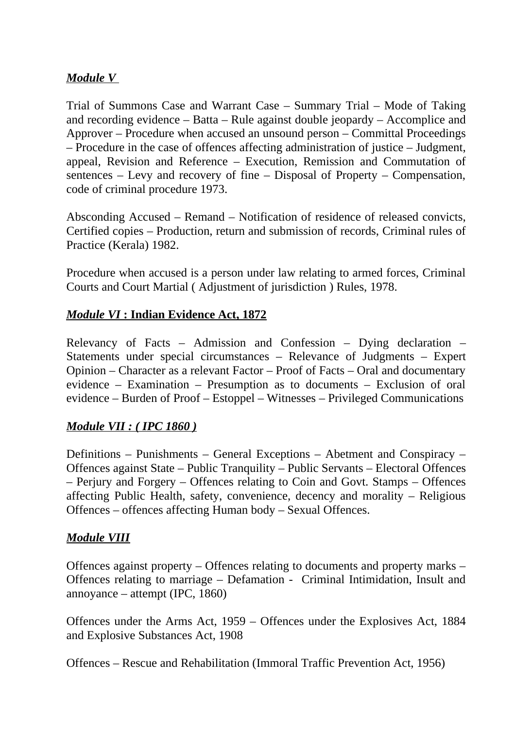***Module V***

Trial of Summons Case and Warrant Case – Summary Trial – Mode of Taking and recording evidence – Batta – Rule against double jeopardy – Accomplice and Approver – Procedure when accused an unsound person – Committal Proceedings – Procedure in the case of offences affecting administration of justice – Judgment, appeal, Revision and Reference – Execution, Remission and Commutation of sentences – Levy and recovery of fine – Disposal of Property – Compensation, code of criminal procedure 1973.

Absconding Accused – Remand – Notification of residence of released convicts, Certified copies – Production, return and submission of records, Criminal rules of Practice (Kerala) 1982.

Procedure when accused is a person under law relating to armed forces, Criminal Courts and Court Martial ( Adjustment of jurisdiction ) Rules, 1978.

***Module VI*** **: Indian Evidence Act, 1872**

Relevancy of Facts – Admission and Confession – Dying declaration – Statements under special circumstances – Relevance of Judgments – Expert Opinion – Character as a relevant Factor – Proof of Facts – Oral and documentary evidence – Examination – Presumption as to documents – Exclusion of oral evidence – Burden of Proof – Estoppel – Witnesses – Privileged Communications

***Module VII : ( IPC 1860 )***

Definitions – Punishments – General Exceptions – Abetment and Conspiracy – Offences against State – Public Tranquility – Public Servants – Electoral Offences – Perjury and Forgery – Offences relating to Coin and Govt. Stamps – Offences affecting Public Health, safety, convenience, decency and morality – Religious Offences – offences affecting Human body – Sexual Offences.

***Module VIII***

Offences against property – Offences relating to documents and property marks – Offences relating to marriage – Defamation - Criminal Intimidation, Insult and annoyance – attempt (IPC, 1860)

Offences under the Arms Act, 1959 – Offences under the Explosives Act, 1884 and Explosive Substances Act, 1908

Offences – Rescue and Rehabilitation (Immoral Traffic Prevention Act, 1956)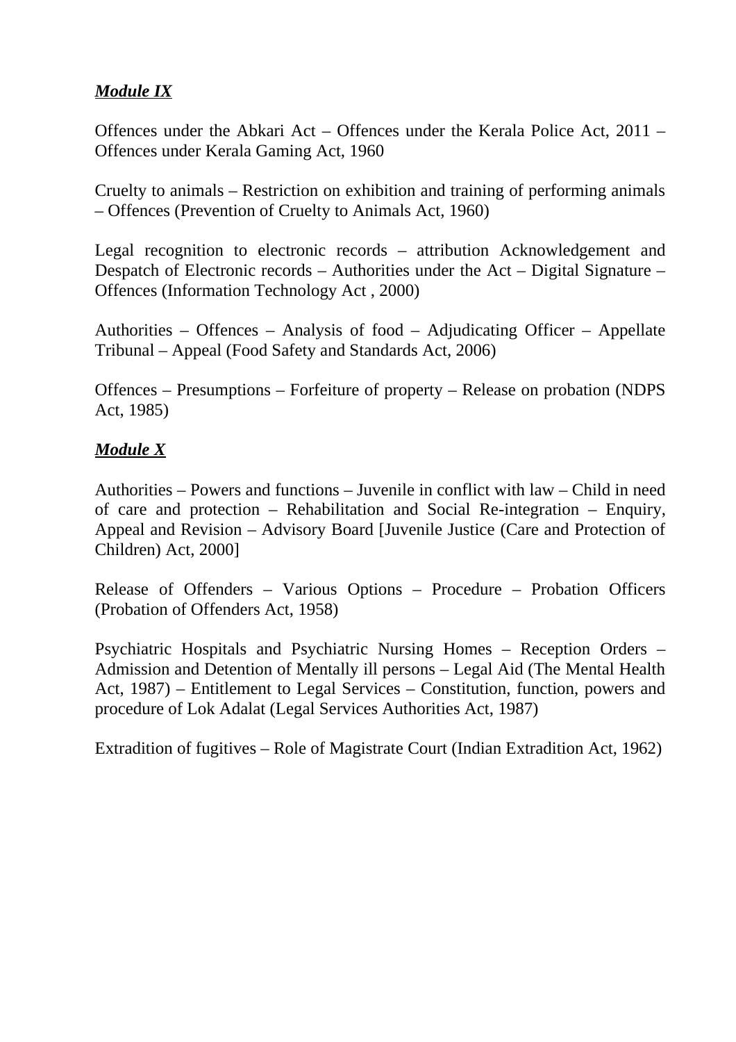***Module IX***

Offences under the Abkari Act – Offences under the Kerala Police Act, 2011 – Offences under Kerala Gaming Act, 1960

Cruelty to animals – Restriction on exhibition and training of performing animals – Offences (Prevention of Cruelty to Animals Act, 1960)

Legal recognition to electronic records – attribution Acknowledgement and Despatch of Electronic records – Authorities under the Act – Digital Signature – Offences (Information Technology Act , 2000)

Authorities – Offences – Analysis of food – Adjudicating Officer – Appellate Tribunal – Appeal (Food Safety and Standards Act, 2006)

Offences – Presumptions – Forfeiture of property – Release on probation (NDPS Act, 1985)

***Module X***

Authorities – Powers and functions – Juvenile in conflict with law – Child in need of care and protection – Rehabilitation and Social Re-integration – Enquiry, Appeal and Revision – Advisory Board [Juvenile Justice (Care and Protection of Children) Act, 2000]

Release of Offenders – Various Options – Procedure – Probation Officers (Probation of Offenders Act, 1958)

Psychiatric Hospitals and Psychiatric Nursing Homes – Reception Orders – Admission and Detention of Mentally ill persons – Legal Aid (The Mental Health Act, 1987) – Entitlement to Legal Services – Constitution, function, powers and procedure of Lok Adalat (Legal Services Authorities Act, 1987)

Extradition of fugitives – Role of Magistrate Court (Indian Extradition Act, 1962)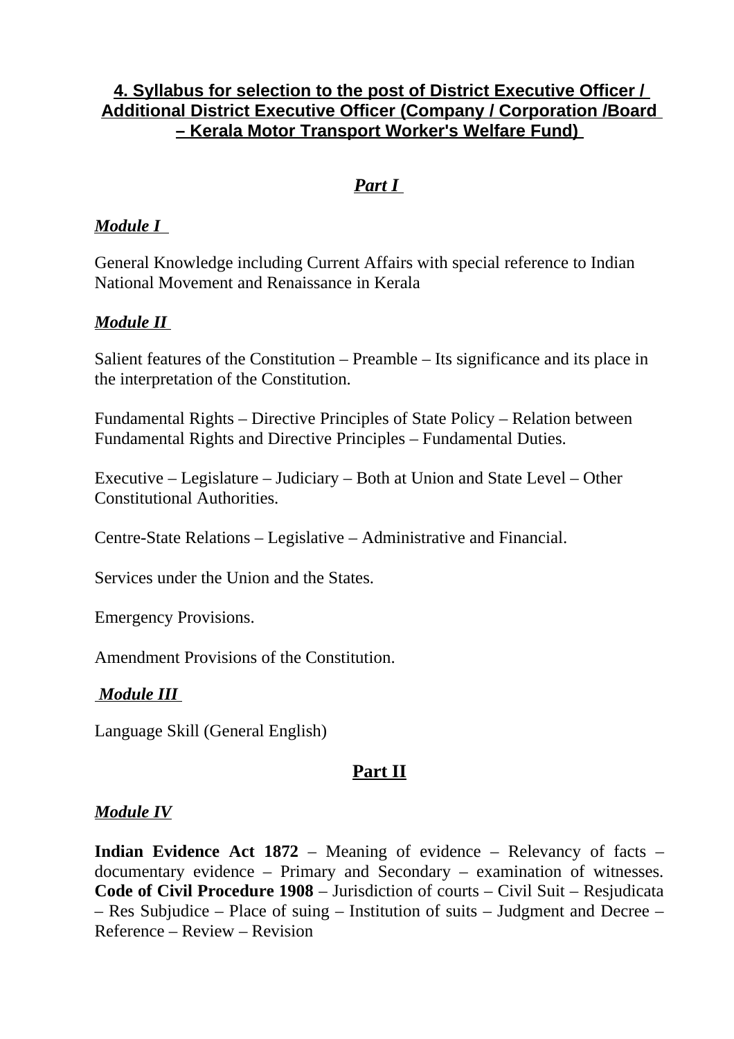## 4. Syllabus for selection to the post of District Executive Officer / Additional District Executive Officer (Company / Corporation /Board – Kerala Motor Transport Worker's Welfare Fund)

### *Part I*

***Module I***

General Knowledge including Current Affairs with special reference to Indian National Movement and Renaissance in Kerala

***Module II***

Salient features of the Constitution – Preamble – Its significance and its place in the interpretation of the Constitution.

Fundamental Rights – Directive Principles of State Policy – Relation between Fundamental Rights and Directive Principles – Fundamental Duties.

Executive – Legislature – Judiciary – Both at Union and State Level – Other Constitutional Authorities.

Centre-State Relations – Legislative – Administrative and Financial.

Services under the Union and the States.

Emergency Provisions.

Amendment Provisions of the Constitution.

***Module III***

Language Skill (General English)

### Part II

***Module IV***

**Indian Evidence Act 1872** – Meaning of evidence – Relevancy of facts – documentary evidence – Primary and Secondary – examination of witnesses. **Code of Civil Procedure 1908** – Jurisdiction of courts – Civil Suit – Resjudicata – Res Subjudice – Place of suing – Institution of suits – Judgment and Decree – Reference – Review – Revision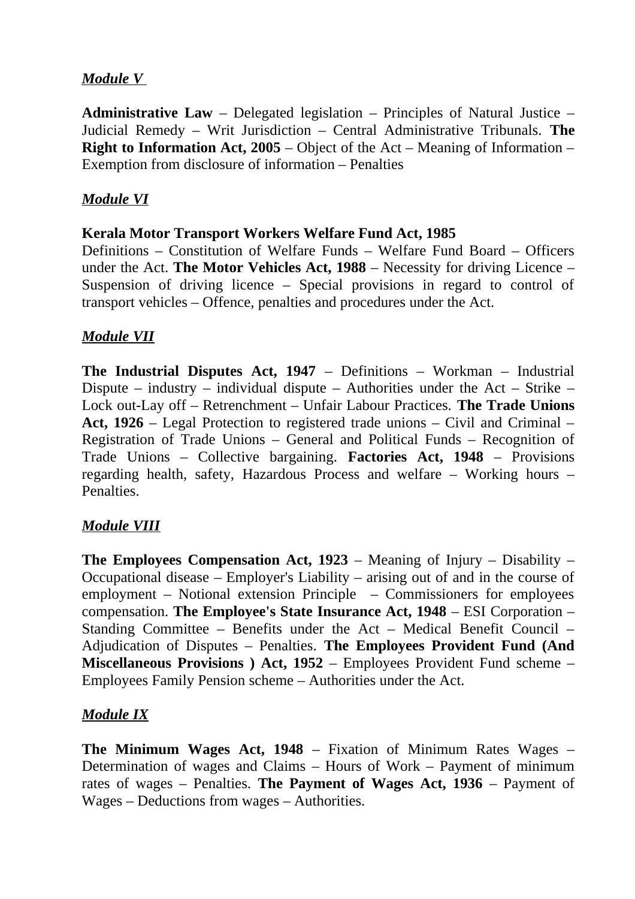***Module V***

**Administrative Law** – Delegated legislation – Principles of Natural Justice – Judicial Remedy – Writ Jurisdiction – Central Administrative Tribunals. **The Right to Information Act, 2005** – Object of the Act – Meaning of Information – Exemption from disclosure of information – Penalties

***Module VI***

**Kerala Motor Transport Workers Welfare Fund Act, 1985**
Definitions – Constitution of Welfare Funds – Welfare Fund Board – Officers under the Act. **The Motor Vehicles Act, 1988** – Necessity for driving Licence – Suspension of driving licence – Special provisions in regard to control of transport vehicles – Offence, penalties and procedures under the Act.

***Module VII***

**The Industrial Disputes Act, 1947** – Definitions – Workman – Industrial Dispute – industry – individual dispute – Authorities under the Act – Strike – Lock out-Lay off – Retrenchment – Unfair Labour Practices. **The Trade Unions Act, 1926** – Legal Protection to registered trade unions – Civil and Criminal – Registration of Trade Unions – General and Political Funds – Recognition of Trade Unions – Collective bargaining. **Factories Act, 1948** – Provisions regarding health, safety, Hazardous Process and welfare – Working hours – Penalties.

***Module VIII***

**The Employees Compensation Act, 1923** – Meaning of Injury – Disability – Occupational disease – Employer's Liability – arising out of and in the course of employment – Notional extension Principle – Commissioners for employees compensation. **The Employee's State Insurance Act, 1948** – ESI Corporation – Standing Committee – Benefits under the Act – Medical Benefit Council – Adjudication of Disputes – Penalties. **The Employees Provident Fund (And Miscellaneous Provisions ) Act, 1952** – Employees Provident Fund scheme – Employees Family Pension scheme – Authorities under the Act.

***Module IX***

**The Minimum Wages Act, 1948** – Fixation of Minimum Rates Wages – Determination of wages and Claims – Hours of Work – Payment of minimum rates of wages – Penalties. **The Payment of Wages Act, 1936** – Payment of Wages – Deductions from wages – Authorities.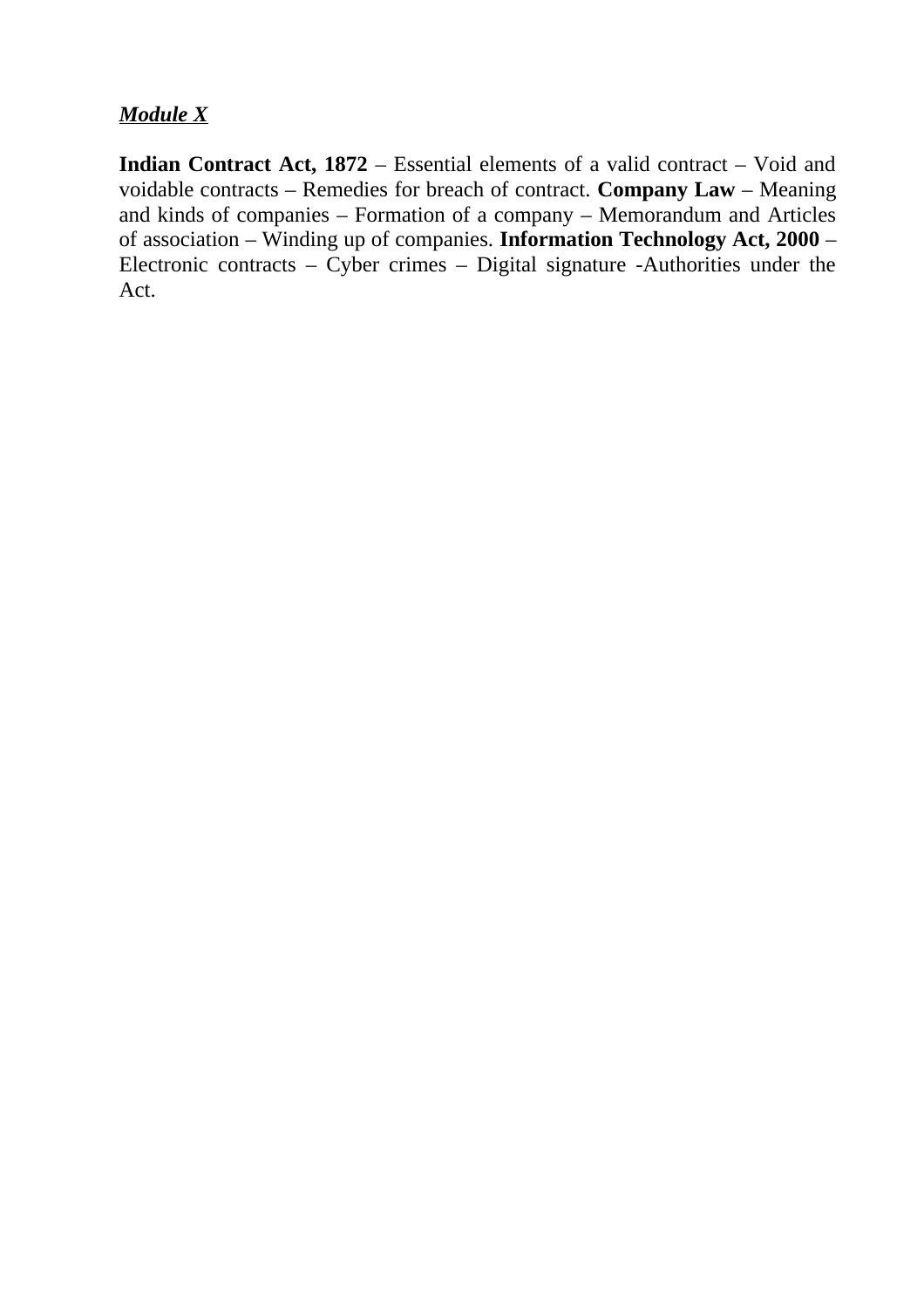***Module X***

**Indian Contract Act, 1872** – Essential elements of a valid contract – Void and voidable contracts – Remedies for breach of contract. **Company Law** – Meaning and kinds of companies – Formation of a company – Memorandum and Articles of association – Winding up of companies. **Information Technology Act, 2000** – Electronic contracts – Cyber crimes – Digital signature -Authorities under the Act.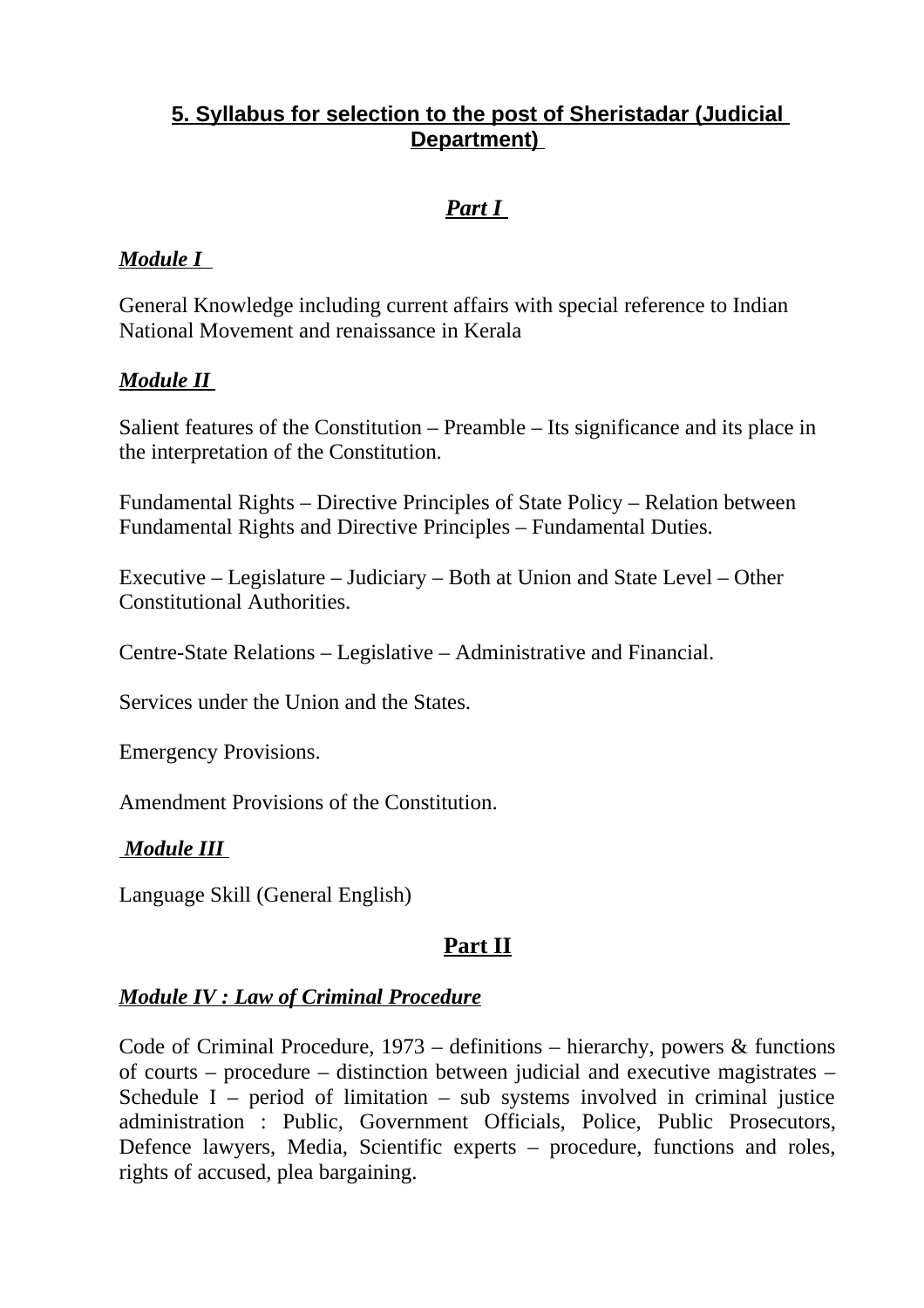## 5. Syllabus for selection to the post of Sheristadar (Judicial Department)

### *Part I*

#### *Module I*

General Knowledge including current affairs with special reference to Indian National Movement and renaissance in Kerala

#### *Module II*

Salient features of the Constitution – Preamble – Its significance and its place in the interpretation of the Constitution.

Fundamental Rights – Directive Principles of State Policy – Relation between Fundamental Rights and Directive Principles – Fundamental Duties.

Executive – Legislature – Judiciary – Both at Union and State Level – Other Constitutional Authorities.

Centre-State Relations – Legislative – Administrative and Financial.

Services under the Union and the States.

Emergency Provisions.

Amendment Provisions of the Constitution.

#### *Module III*

Language Skill (General English)

### Part II

#### *Module IV : Law of Criminal Procedure*

Code of Criminal Procedure, 1973 – definitions – hierarchy, powers & functions of courts – procedure – distinction between judicial and executive magistrates – Schedule I – period of limitation – sub systems involved in criminal justice administration : Public, Government Officials, Police, Public Prosecutors, Defence lawyers, Media, Scientific experts – procedure, functions and roles, rights of accused, plea bargaining.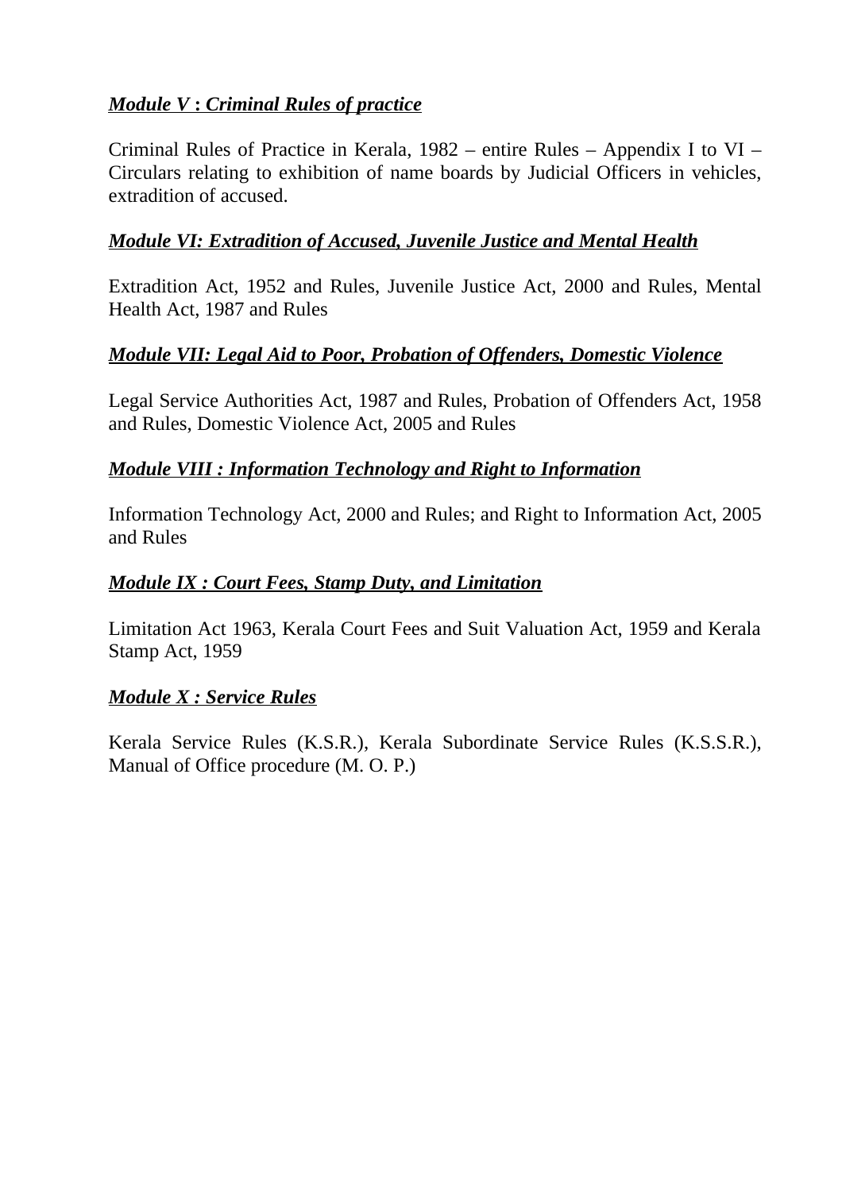***Module V* : *Criminal Rules of practice***

Criminal Rules of Practice in Kerala, 1982 – entire Rules – Appendix I to VI – Circulars relating to exhibition of name boards by Judicial Officers in vehicles, extradition of accused.

***Module VI: Extradition of Accused, Juvenile Justice and Mental Health***

Extradition Act, 1952 and Rules, Juvenile Justice Act, 2000 and Rules, Mental Health Act, 1987 and Rules

***Module VII: Legal Aid to Poor, Probation of Offenders, Domestic Violence***

Legal Service Authorities Act, 1987 and Rules, Probation of Offenders Act, 1958 and Rules, Domestic Violence Act, 2005 and Rules

***Module VIII : Information Technology and Right to Information***

Information Technology Act, 2000 and Rules; and Right to Information Act, 2005 and Rules

***Module IX : Court Fees, Stamp Duty, and Limitation***

Limitation Act 1963, Kerala Court Fees and Suit Valuation Act, 1959 and Kerala Stamp Act, 1959

***Module X : Service Rules***

Kerala Service Rules (K.S.R.), Kerala Subordinate Service Rules (K.S.S.R.), Manual of Office procedure (M. O. P.)